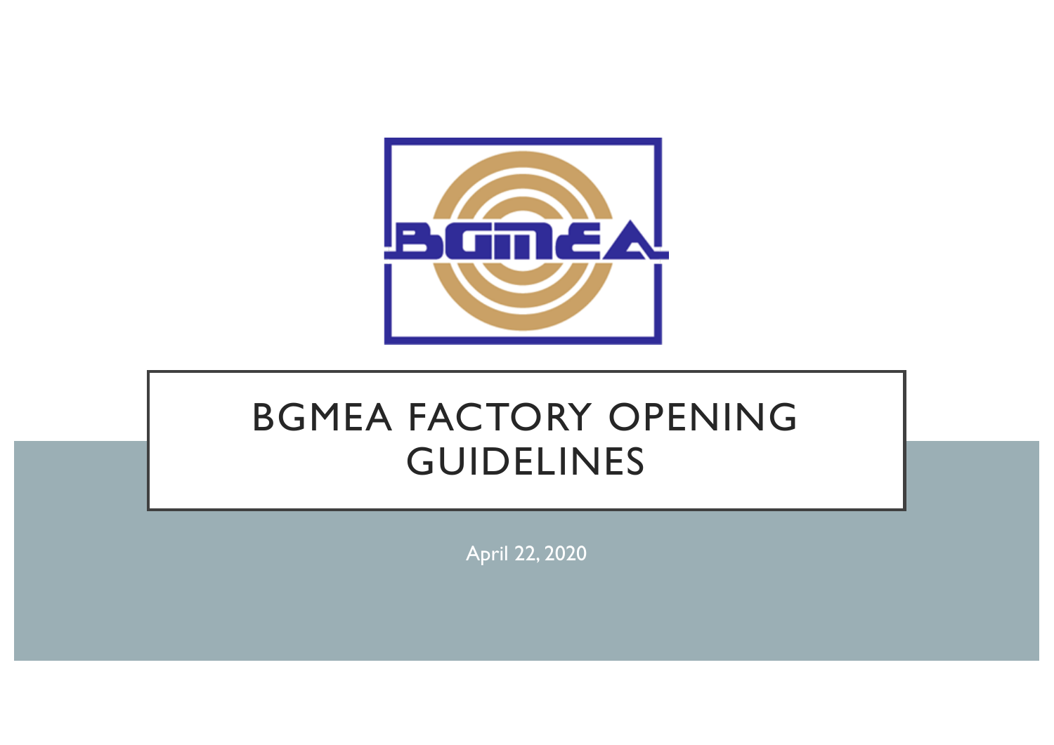# BGMEA FACTORY OPENING GUIDELINES

April 22, 2020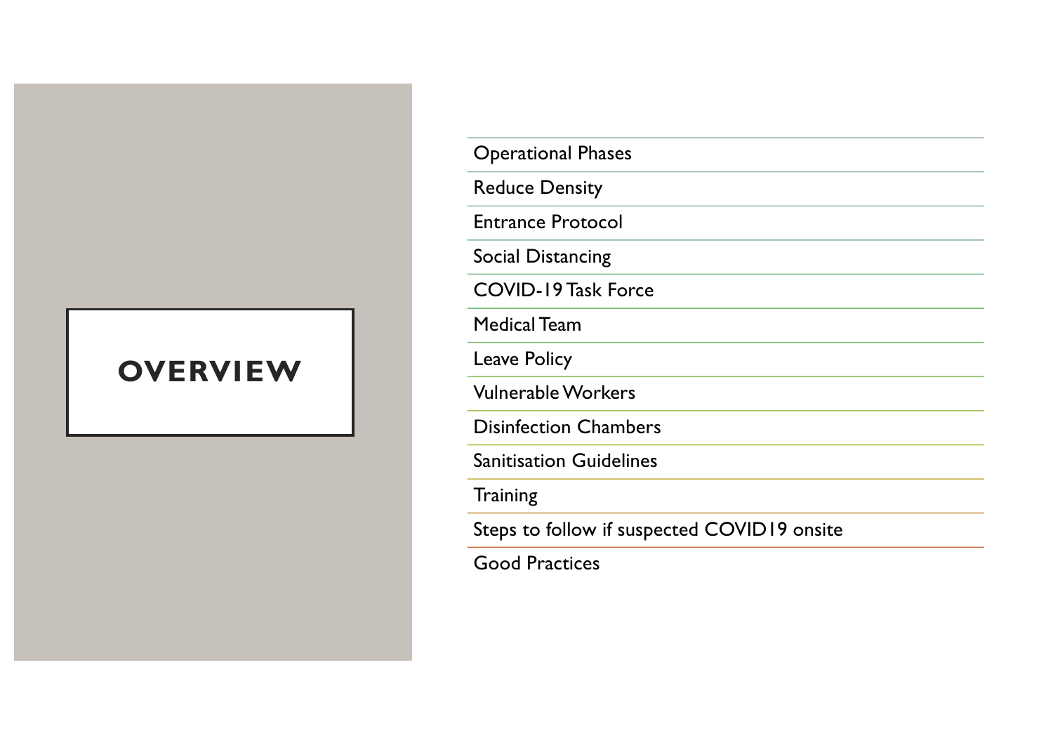# OVERVIEW

- Operational Phases
- Reduce Density
- Entrance Protocol
- Social Distancing
- COVID-19 Task Force
- Medical Team
- Leave Policy
- Vulnerable Workers
- Disinfection Chambers
- Sanitisation Guidelines
- Training
- Steps to follow if suspected COVID19 onsite
- Good Practices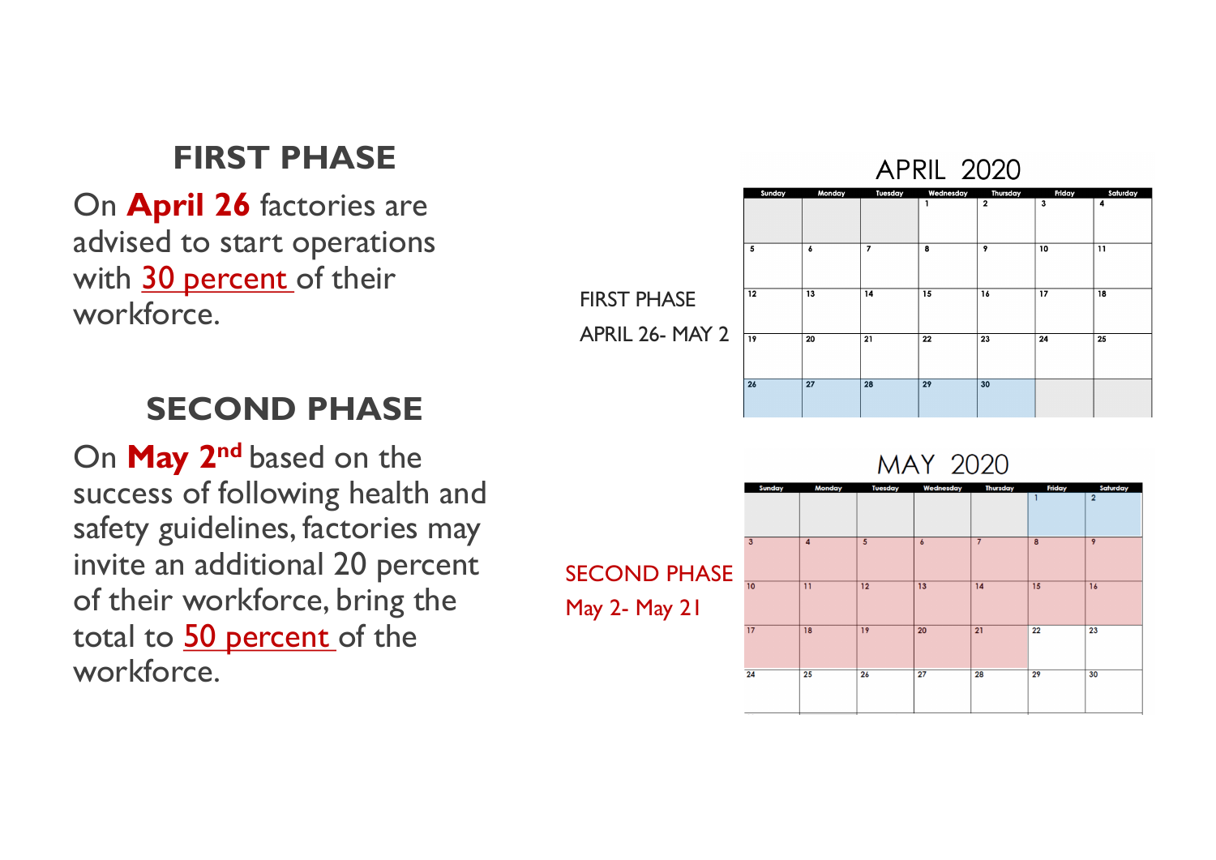## FIRST PHASE

On **April 26** factories are advised to start operations with 30 percent of their workforce.

## SECOND PHASE

On **May 2nd** based on the success of following health and safety guidelines, factories may invite an additional 20 percent of their workforce, bring the total to 50 percent of the workforce.

FIRST PHASE

APRIL 26- MAY 2

**APRIL 2020**

| Sunday | Monday | Tuesday | Wednesday | Thursday | Friday | Saturday |
|---|---|---|---|---|---|---|
| | | | 1 | 2 | 3 | 4 |
| 5 | 6 | 7 | 8 | 9 | 10 | 11 |
| 12 | 13 | 14 | 15 | 16 | 17 | 18 |
| 19 | 20 | 21 | 22 | 23 | 24 | 25 |
| 26 | 27 | 28 | 29 | 30 | | |

SECOND PHASE

May 2- May 21

**MAY 2020**

| Sunday | Monday | Tuesday | Wednesday | Thursday | Friday | Saturday |
|---|---|---|---|---|---|---|
| | | | | | 1 | 2 |
| 3 | 4 | 5 | 6 | 7 | 8 | 9 |
| 10 | 11 | 12 | 13 | 14 | 15 | 16 |
| 17 | 18 | 19 | 20 | 21 | 22 | 23 |
| 24 | 25 | 26 | 27 | 28 | 29 | 30 |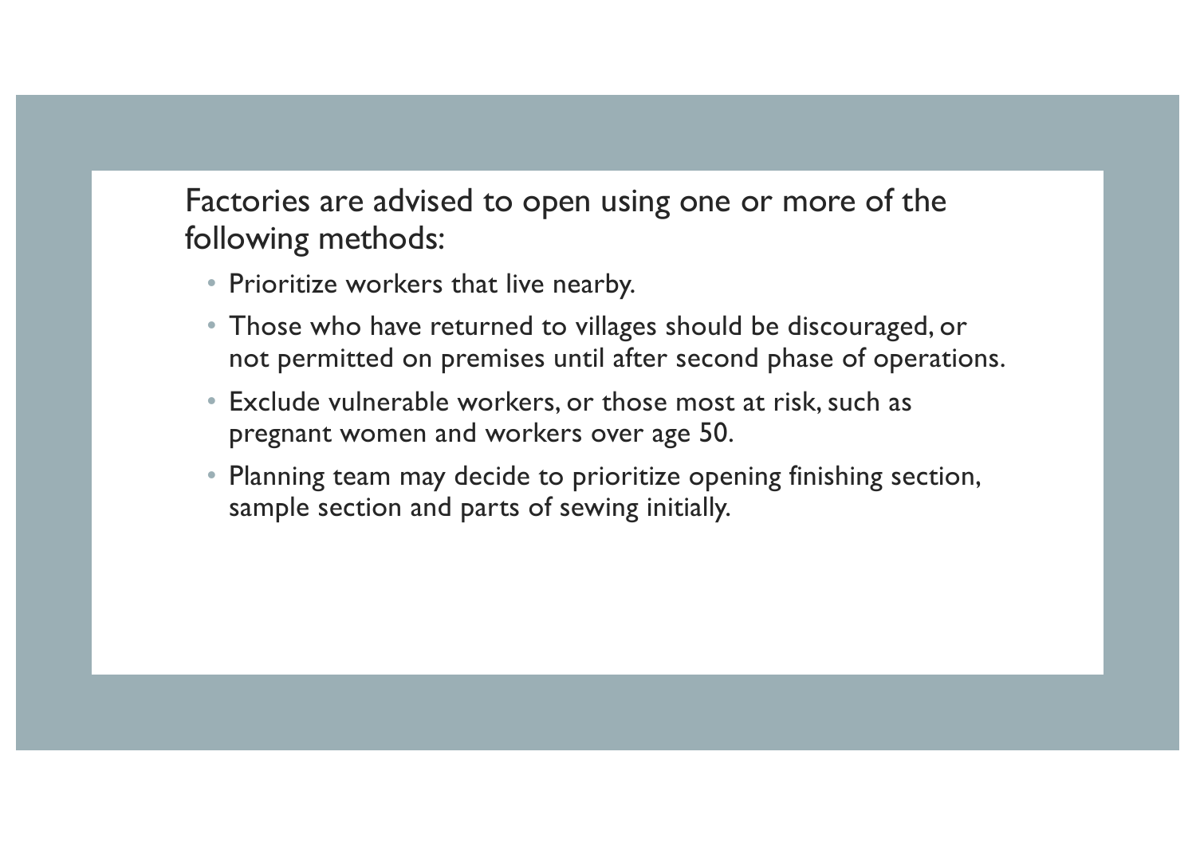Factories are advised to open using one or more of the following methods:

- Prioritize workers that live nearby.
- Those who have returned to villages should be discouraged, or not permitted on premises until after second phase of operations.
- Exclude vulnerable workers, or those most at risk, such as pregnant women and workers over age 50.
- Planning team may decide to prioritize opening finishing section, sample section and parts of sewing initially.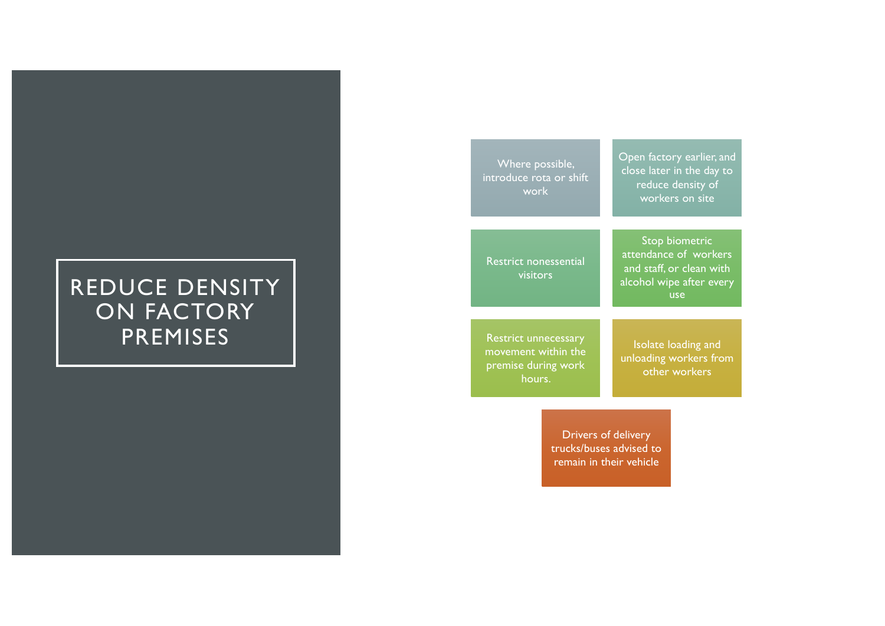# REDUCE DENSITY ON FACTORY PREMISES

- Where possible, introduce rota or shift work
- Open factory earlier, and close later in the day to reduce density of workers on site
- Restrict nonessential visitors
- Stop biometric attendance of workers and staff, or clean with alcohol wipe after every use
- Restrict unnecessary movement within the premise during work hours.
- Isolate loading and unloading workers from other workers
- Drivers of delivery trucks/buses advised to remain in their vehicle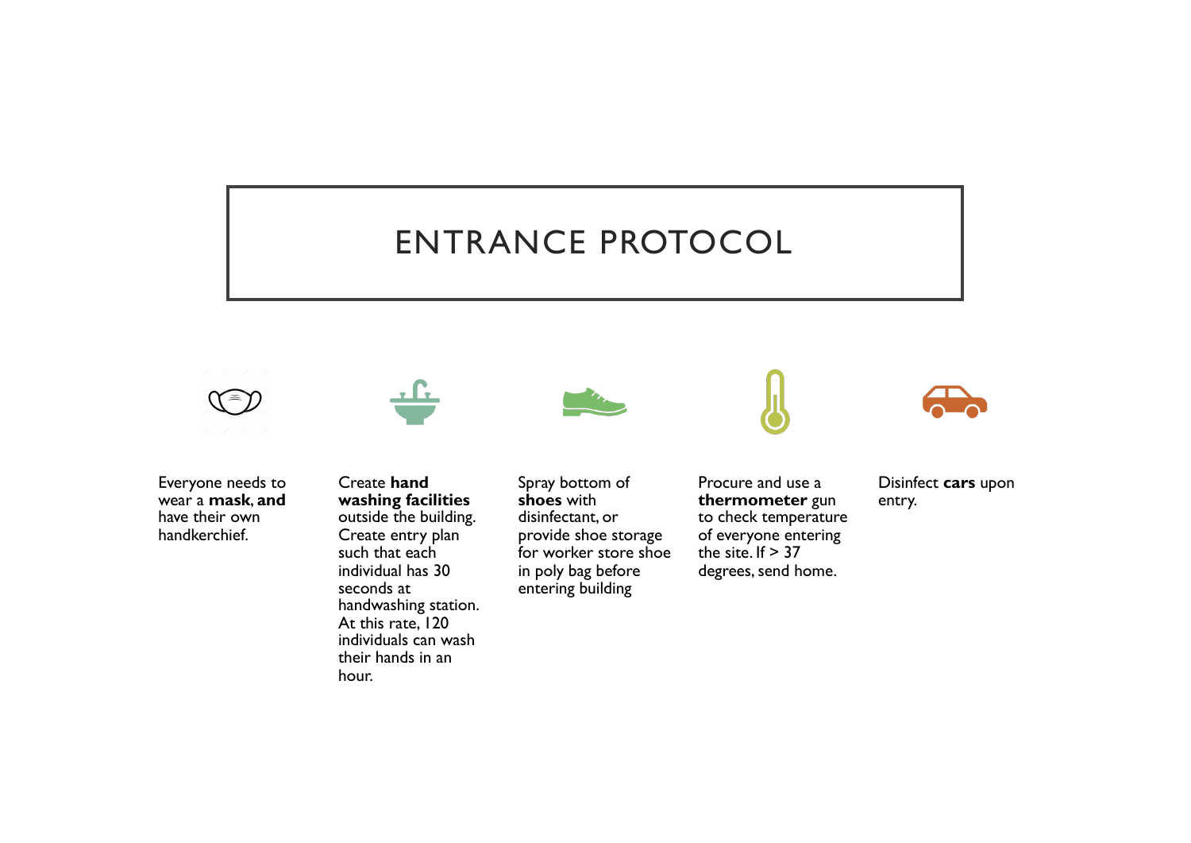# ENTRANCE PROTOCOL

Everyone needs to wear a **mask**, **and** have their own handkerchief.

Create **hand washing facilities** outside the building. Create entry plan such that each individual has 30 seconds at handwashing station. At this rate, 120 individuals can wash their hands in an hour.

Spray bottom of **shoes** with disinfectant, or provide shoe storage for worker store shoe in poly bag before entering building

Procure and use a **thermometer** gun to check temperature of everyone entering the site. If > 37 degrees, send home.

Disinfect **cars** upon entry.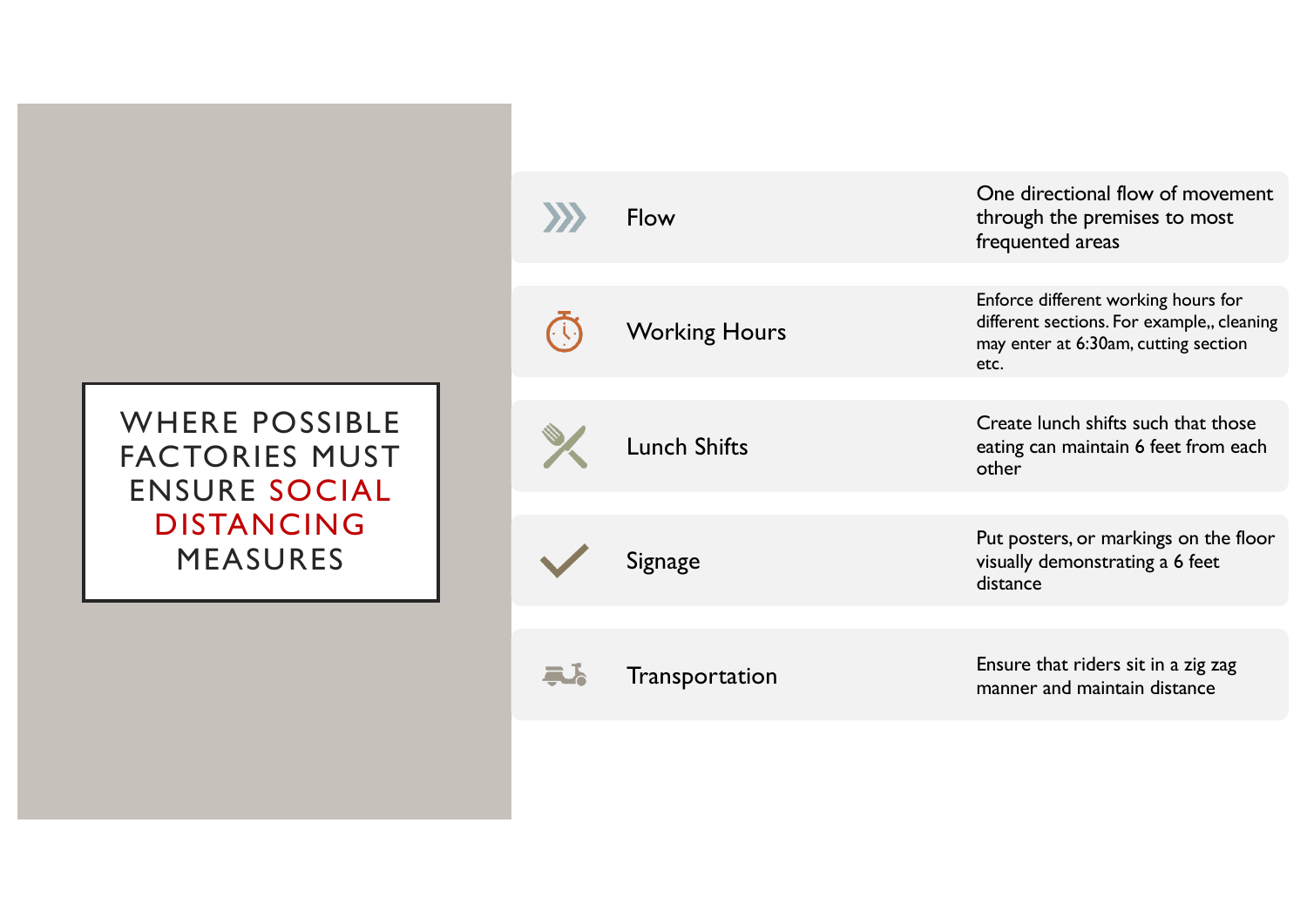# WHERE POSSIBLE FACTORIES MUST ENSURE SOCIAL DISTANCING MEASURES

| | |
|---|---|
| Flow | One directional flow of movement through the premises to most frequented areas |
| Working Hours | Enforce different working hours for different sections. For example,, cleaning may enter at 6:30am, cutting section etc. |
| Lunch Shifts | Create lunch shifts such that those eating can maintain 6 feet from each other |
| Signage | Put posters, or markings on the floor visually demonstrating a 6 feet distance |
| Transportation | Ensure that riders sit in a zig zag manner and maintain distance |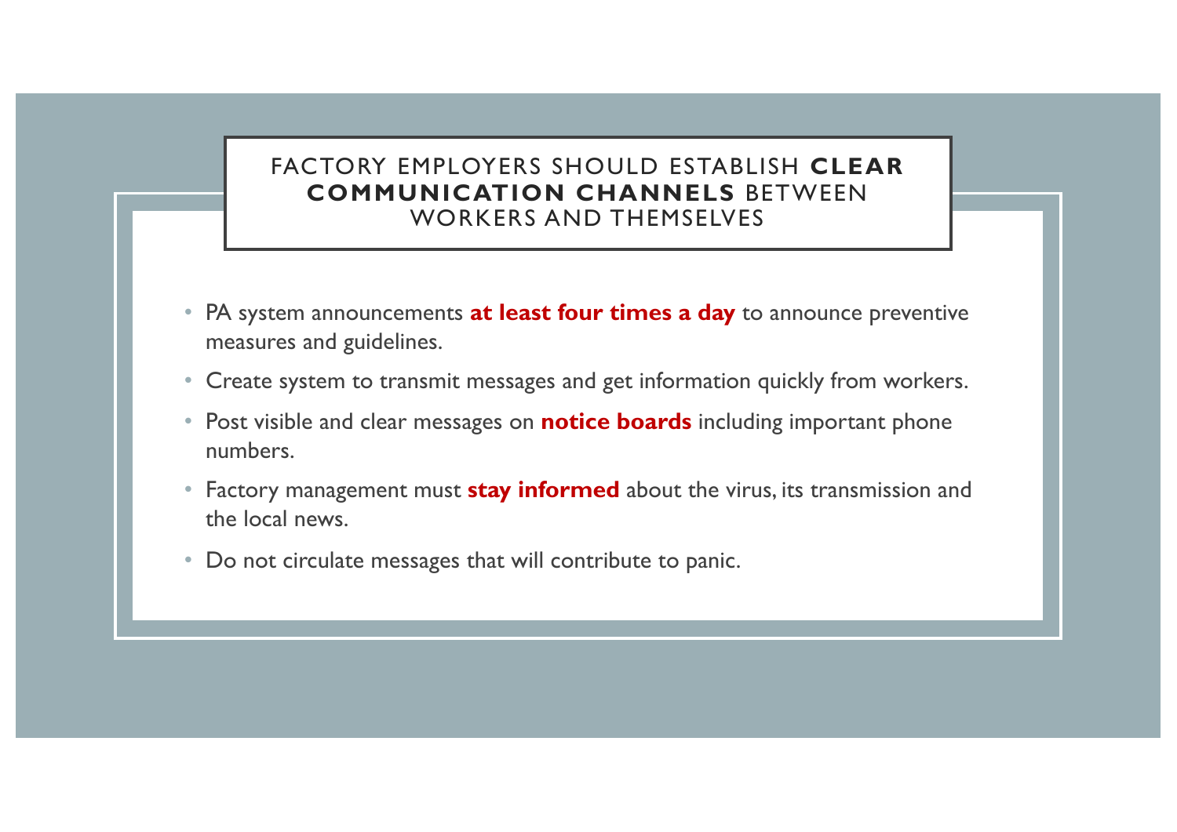# FACTORY EMPLOYERS SHOULD ESTABLISH **CLEAR COMMUNICATION CHANNELS** BETWEEN WORKERS AND THEMSELVES

- PA system announcements **at least four times a day** to announce preventive measures and guidelines.
- Create system to transmit messages and get information quickly from workers.
- Post visible and clear messages on **notice boards** including important phone numbers.
- Factory management must **stay informed** about the virus, its transmission and the local news.
- Do not circulate messages that will contribute to panic.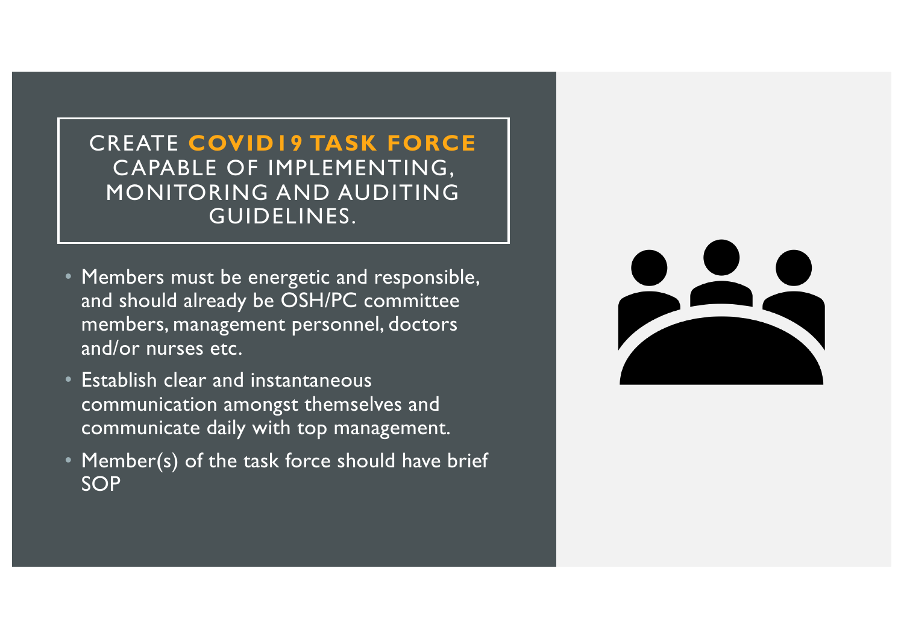# CREATE **COVID19 TASK FORCE** CAPABLE OF IMPLEMENTING, MONITORING AND AUDITING GUIDELINES.

- Members must be energetic and responsible, and should already be OSH/PC committee members, management personnel, doctors and/or nurses etc.
- Establish clear and instantaneous communication amongst themselves and communicate daily with top management.
- Member(s) of the task force should have brief SOP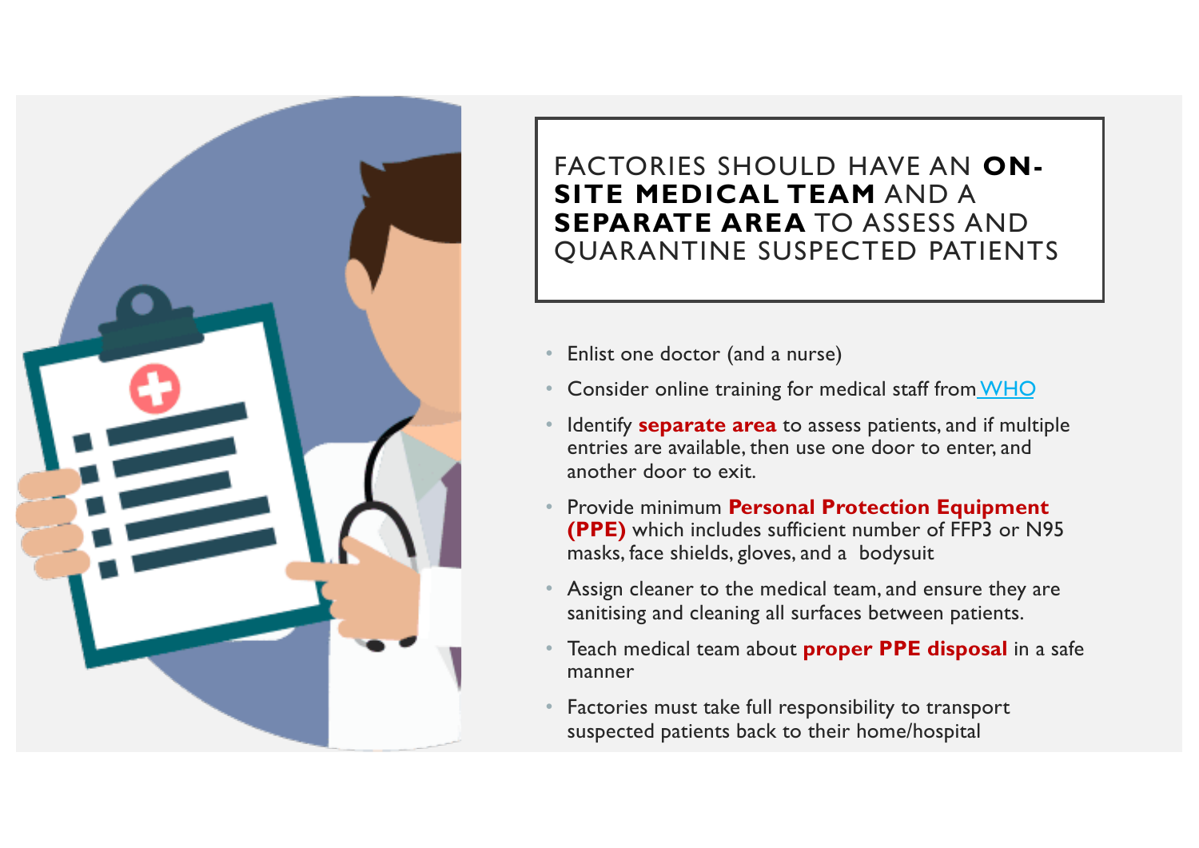# FACTORIES SHOULD HAVE AN **ON-SITE MEDICAL TEAM** AND A **SEPARATE AREA** TO ASSESS AND QUARANTINE SUSPECTED PATIENTS

- Enlist one doctor (and a nurse)
- Consider online training for medical staff from WHO
- Identify **separate area** to assess patients, and if multiple entries are available, then use one door to enter, and another door to exit.
- Provide minimum **Personal Protection Equipment (PPE)** which includes sufficient number of FFP3 or N95 masks, face shields, gloves, and a bodysuit
- Assign cleaner to the medical team, and ensure they are sanitising and cleaning all surfaces between patients.
- Teach medical team about **proper PPE disposal** in a safe manner
- Factories must take full responsibility to transport suspected patients back to their home/hospital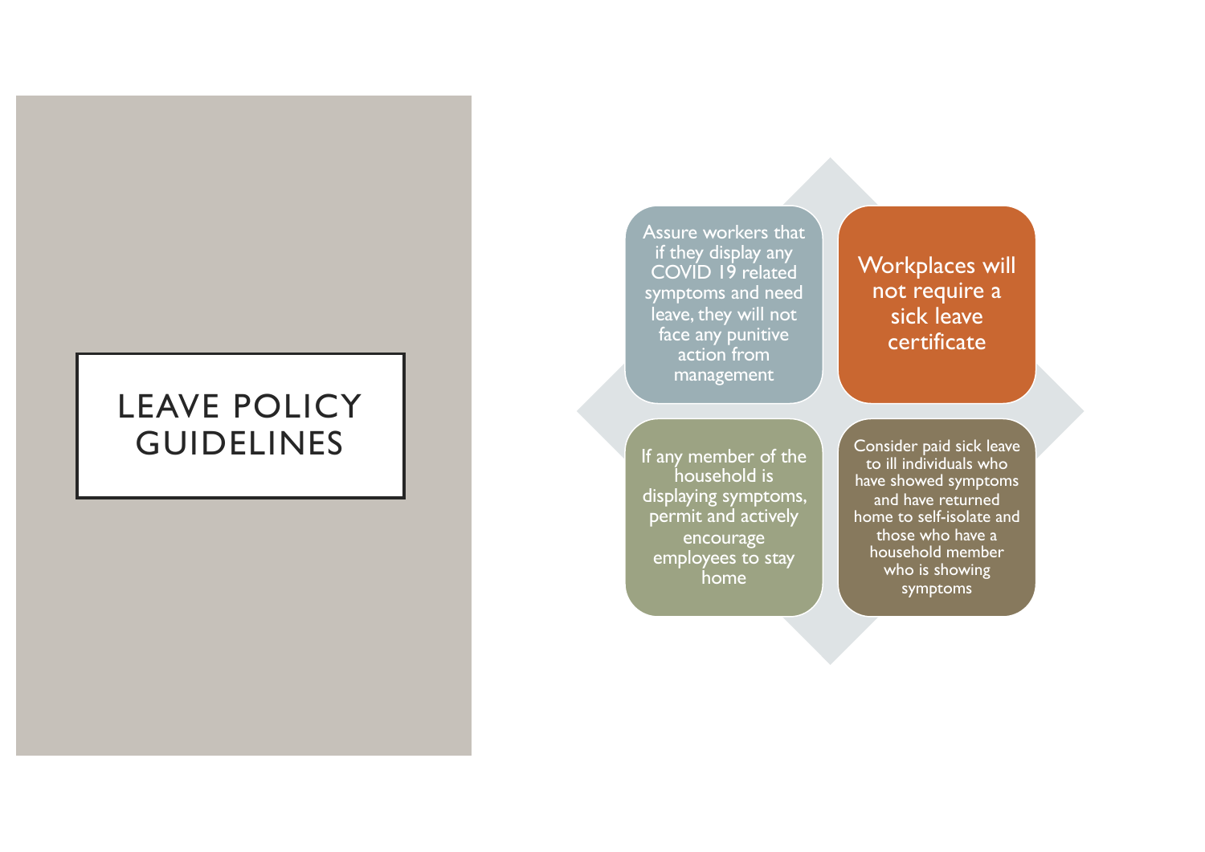# LEAVE POLICY GUIDELINES

- Assure workers that if they display any COVID 19 related symptoms and need leave, they will not face any punitive action from management
- Workplaces will not require a sick leave certificate
- If any member of the household is displaying symptoms, permit and actively encourage employees to stay home
- Consider paid sick leave to ill individuals who have showed symptoms and have returned home to self-isolate and those who have a household member who is showing symptoms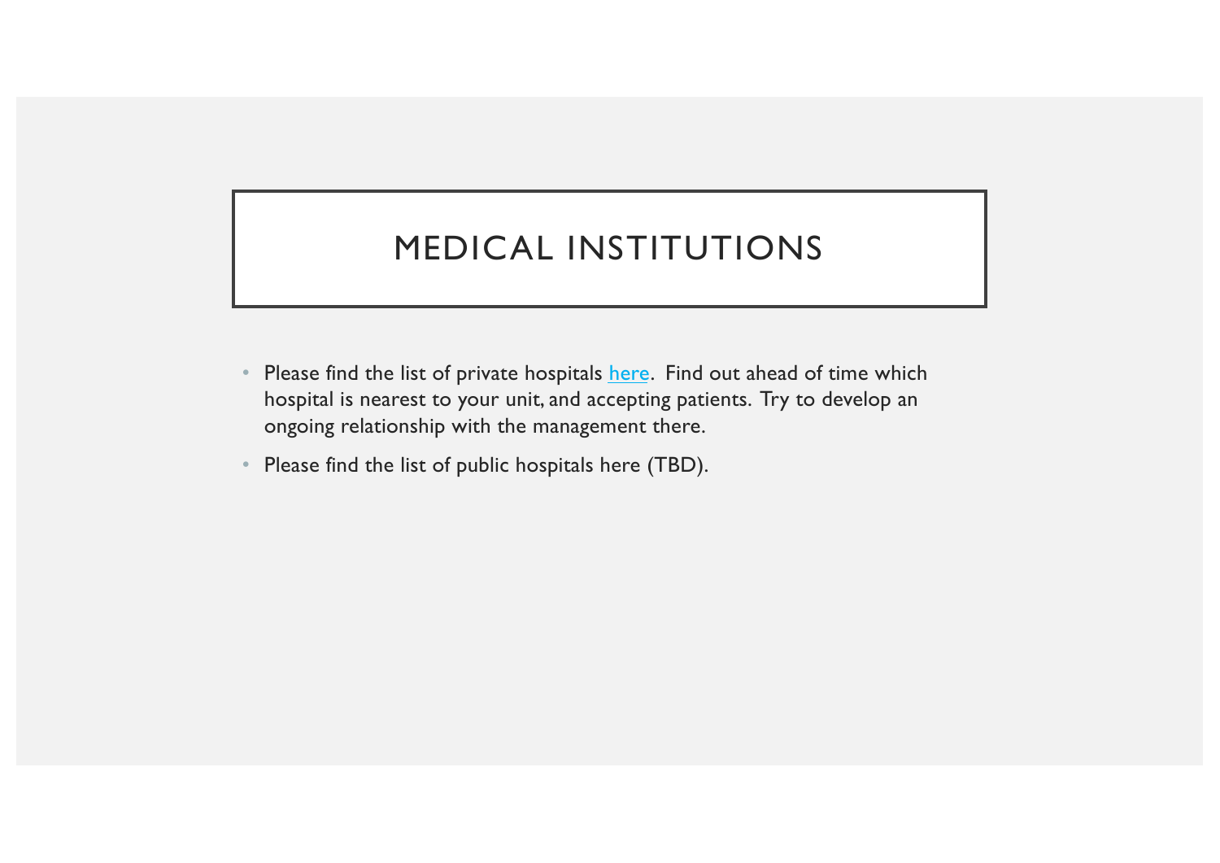# MEDICAL INSTITUTIONS

- Please find the list of private hospitals here. Find out ahead of time which hospital is nearest to your unit, and accepting patients. Try to develop an ongoing relationship with the management there.
- Please find the list of public hospitals here (TBD).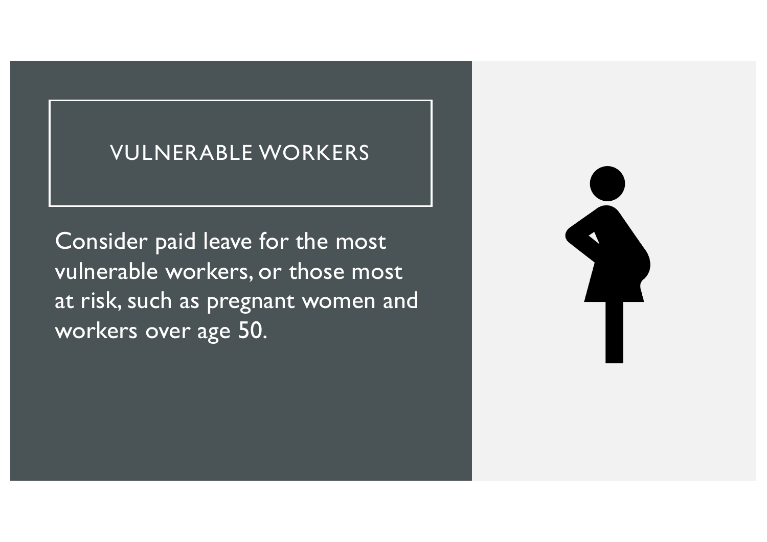## VULNERABLE WORKERS

Consider paid leave for the most vulnerable workers, or those most at risk, such as pregnant women and workers over age 50.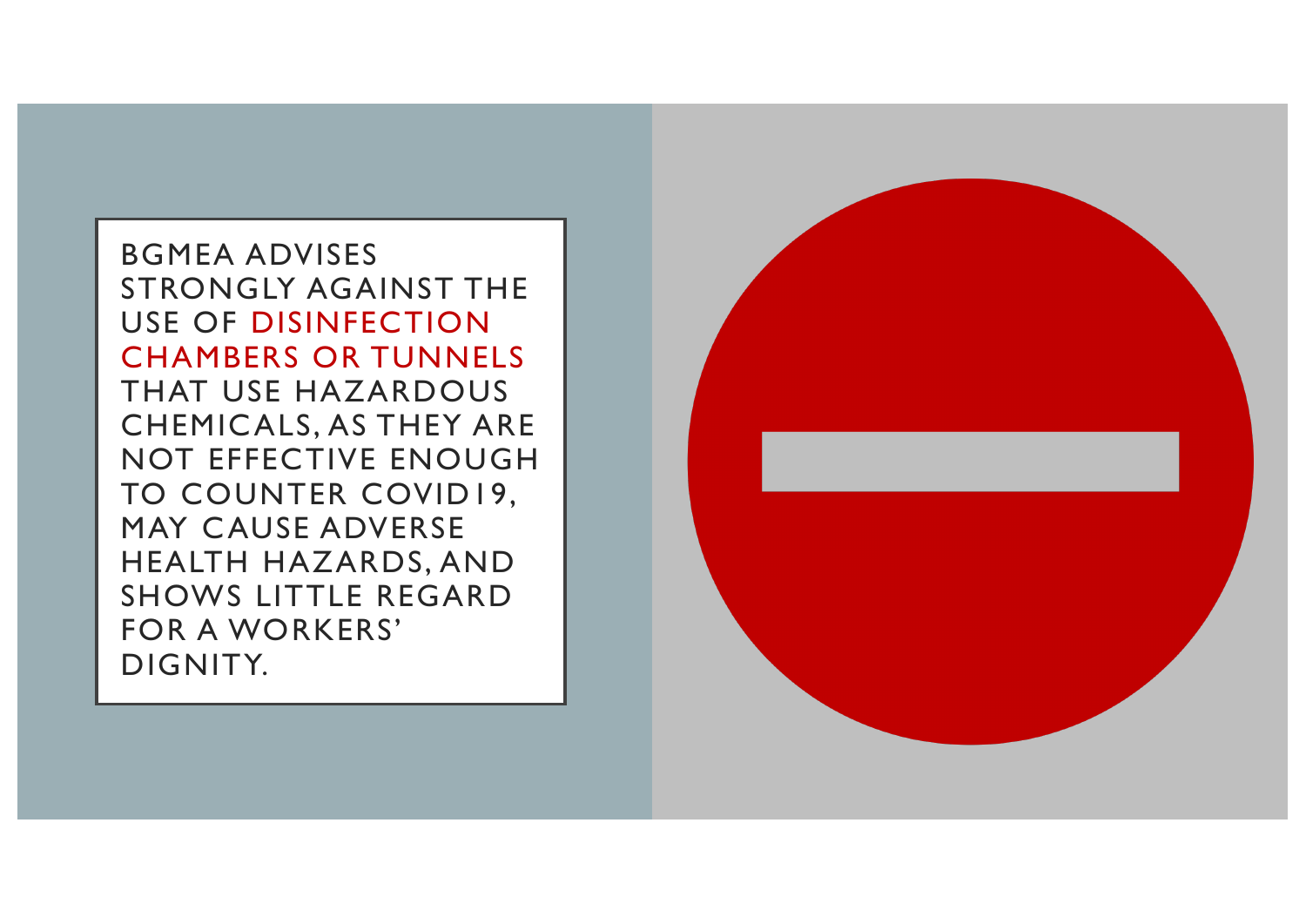BGMEA ADVISES STRONGLY AGAINST THE USE OF DISINFECTION CHAMBERS OR TUNNELS THAT USE HAZARDOUS CHEMICALS, AS THEY ARE NOT EFFECTIVE ENOUGH TO COUNTER COVID19, MAY CAUSE ADVERSE HEALTH HAZARDS, AND SHOWS LITTLE REGARD FOR A WORKERS' DIGNITY.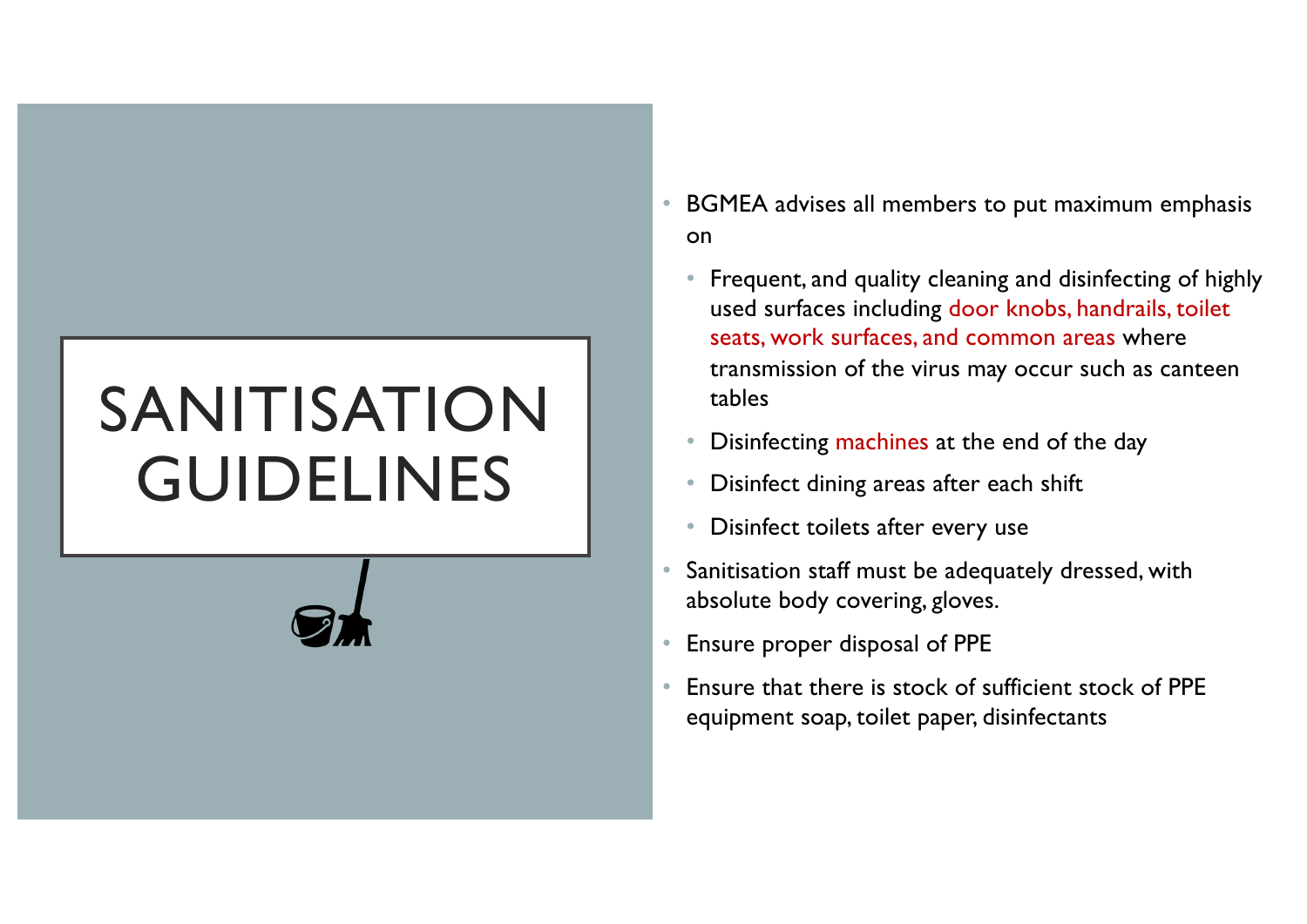# SANITISATION GUIDELINES

- BGMEA advises all members to put maximum emphasis on
  - Frequent, and quality cleaning and disinfecting of highly used surfaces including door knobs, handrails, toilet seats, work surfaces, and common areas where transmission of the virus may occur such as canteen tables
  - Disinfecting machines at the end of the day
  - Disinfect dining areas after each shift
  - Disinfect toilets after every use
- Sanitisation staff must be adequately dressed, with absolute body covering, gloves.
- Ensure proper disposal of PPE
- Ensure that there is stock of sufficient stock of PPE equipment soap, toilet paper, disinfectants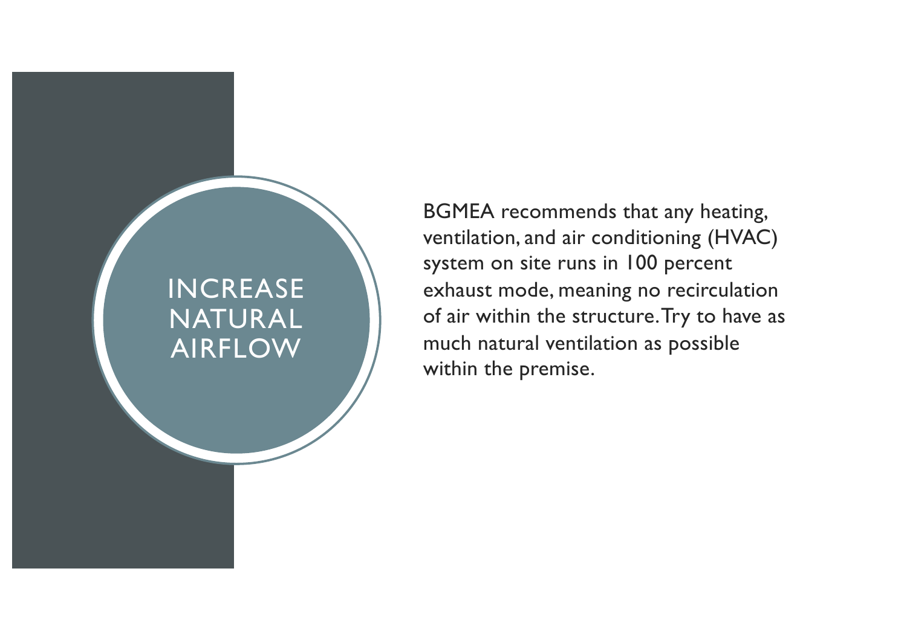# INCREASE NATURAL AIRFLOW

BGMEA recommends that any heating, ventilation, and air conditioning (HVAC) system on site runs in 100 percent exhaust mode, meaning no recirculation of air within the structure. Try to have as much natural ventilation as possible within the premise.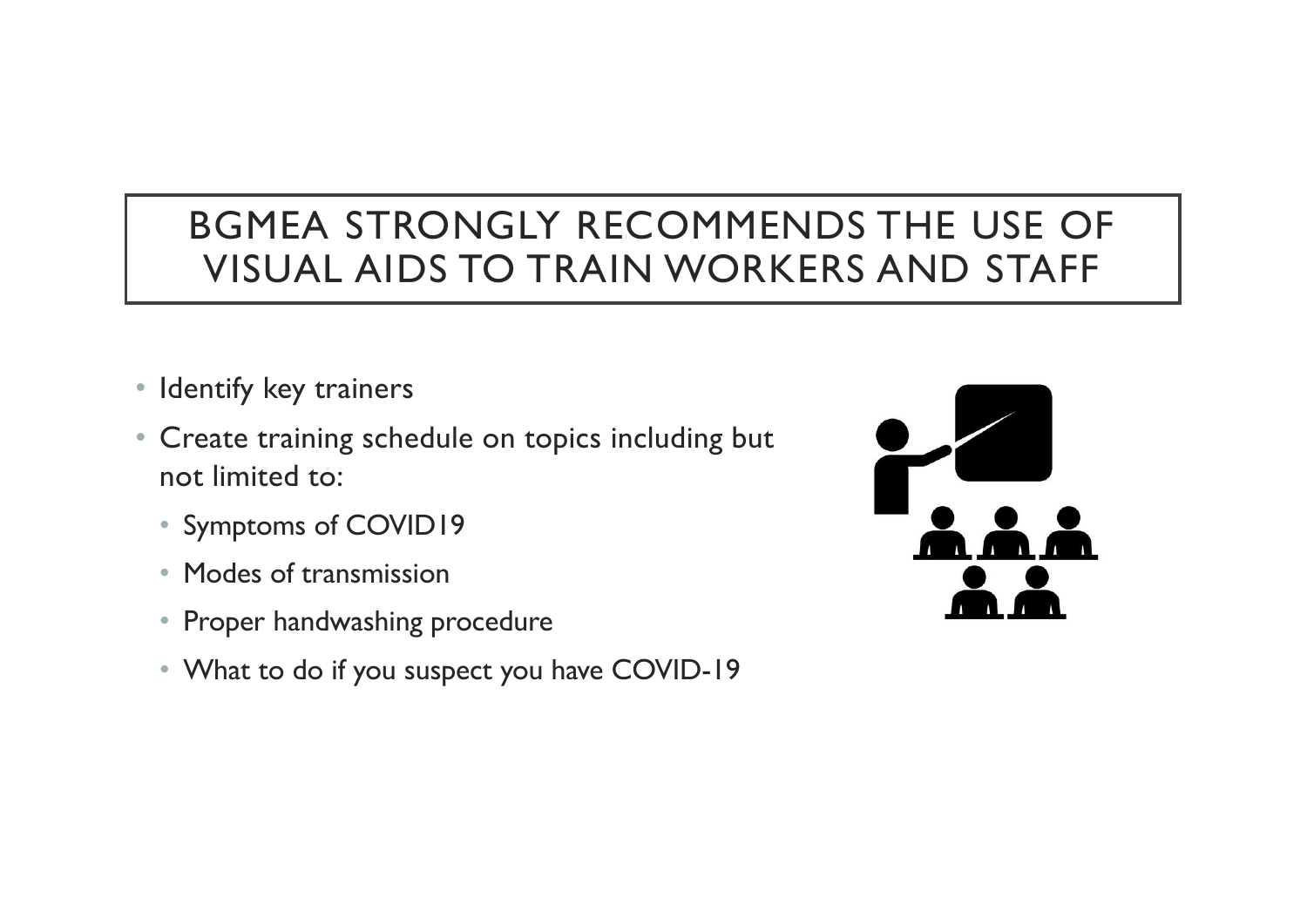# BGMEA STRONGLY RECOMMENDS THE USE OF VISUAL AIDS TO TRAIN WORKERS AND STAFF

- Identify key trainers
- Create training schedule on topics including but not limited to:
  - Symptoms of COVID19
  - Modes of transmission
  - Proper handwashing procedure
  - What to do if you suspect you have COVID-19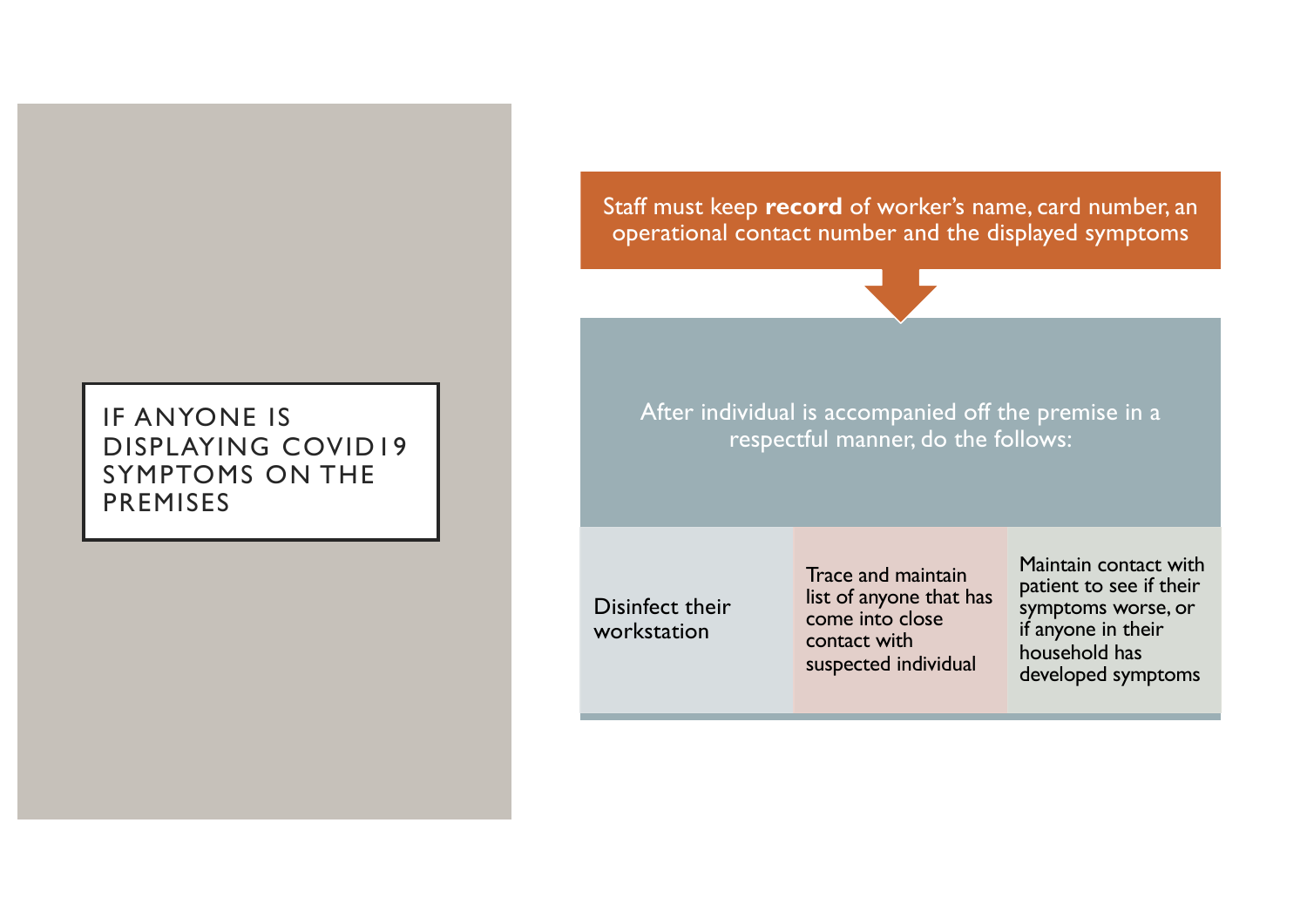# IF ANYONE IS DISPLAYING COVID19 SYMPTOMS ON THE PREMISES

Staff must keep **record** of worker's name, card number, an operational contact number and the displayed symptoms

After individual is accompanied off the premise in a respectful manner, do the follows:

- Disinfect their workstation
- Trace and maintain list of anyone that has come into close contact with suspected individual
- Maintain contact with patient to see if their symptoms worse, or if anyone in their household has developed symptoms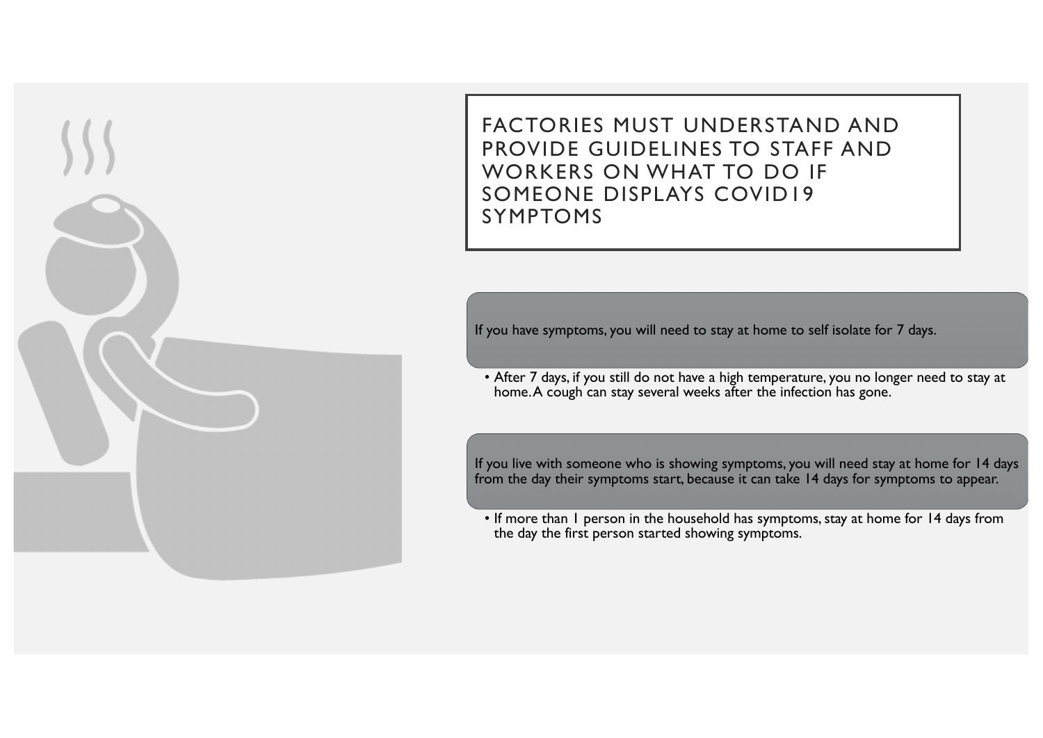# FACTORIES MUST UNDERSTAND AND PROVIDE GUIDELINES TO STAFF AND WORKERS ON WHAT TO DO IF SOMEONE DISPLAYS COVID19 SYMPTOMS

If you have symptoms, you will need to stay at home to self isolate for 7 days.

- After 7 days, if you still do not have a high temperature, you no longer need to stay at home. A cough can stay several weeks after the infection has gone.

If you live with someone who is showing symptoms, you will need stay at home for 14 days from the day their symptoms start, because it can take 14 days for symptoms to appear.

- If more than 1 person in the household has symptoms, stay at home for 14 days from the day the first person started showing symptoms.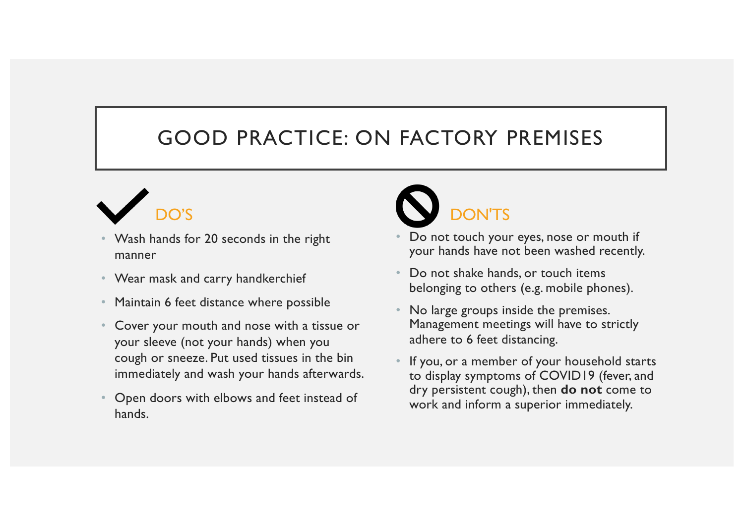# GOOD PRACTICE: ON FACTORY PREMISES

## DO'S

- Wash hands for 20 seconds in the right manner
- Wear mask and carry handkerchief
- Maintain 6 feet distance where possible
- Cover your mouth and nose with a tissue or your sleeve (not your hands) when you cough or sneeze. Put used tissues in the bin immediately and wash your hands afterwards.
- Open doors with elbows and feet instead of hands.

## DON'TS

- Do not touch your eyes, nose or mouth if your hands have not been washed recently.
- Do not shake hands, or touch items belonging to others (e.g. mobile phones).
- No large groups inside the premises. Management meetings will have to strictly adhere to 6 feet distancing.
- If you, or a member of your household starts to display symptoms of COVID19 (fever, and dry persistent cough), then **do not** come to work and inform a superior immediately.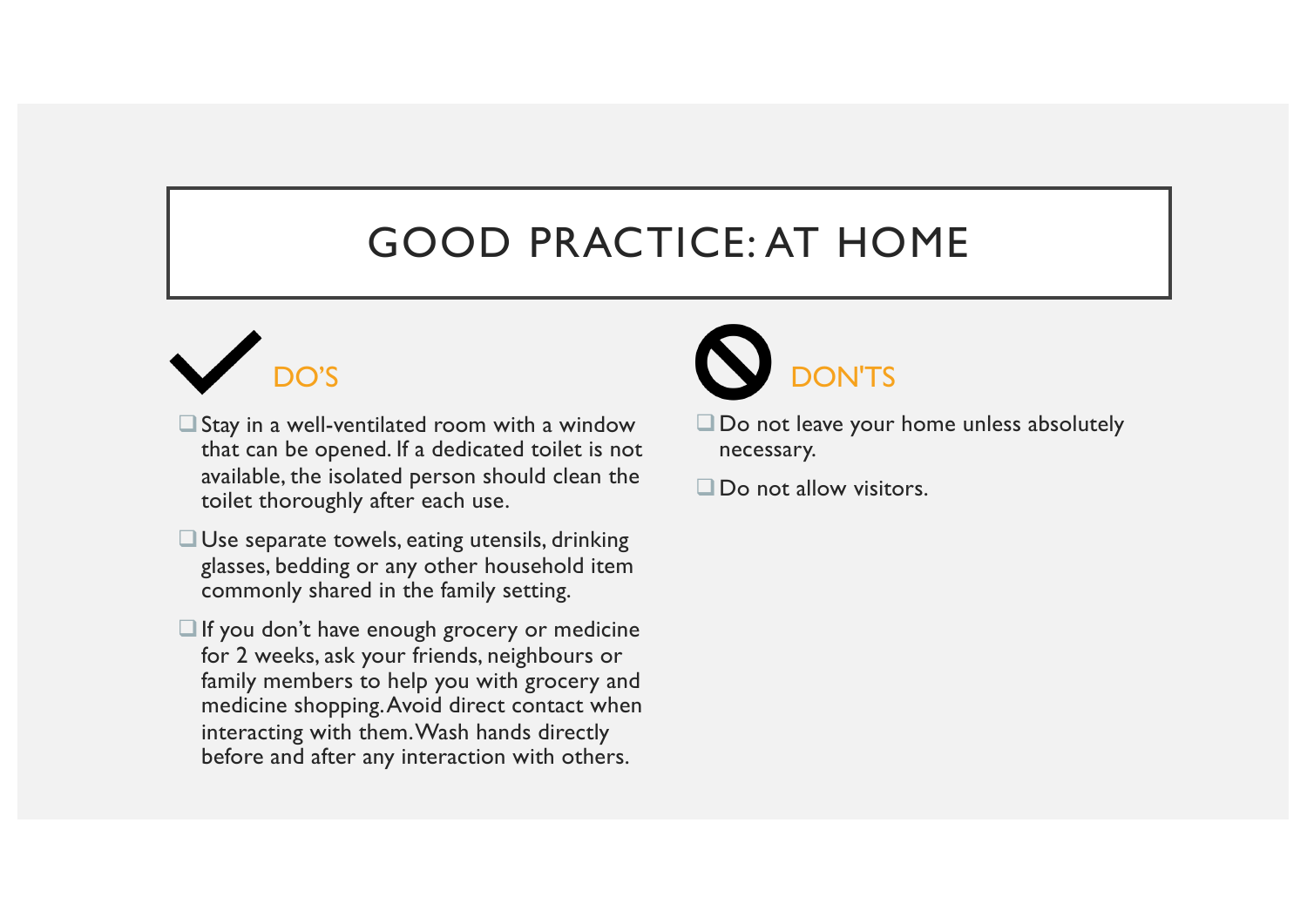# GOOD PRACTICE: AT HOME

## DO'S

- Stay in a well-ventilated room with a window that can be opened. If a dedicated toilet is not available, the isolated person should clean the toilet thoroughly after each use.
- Use separate towels, eating utensils, drinking glasses, bedding or any other household item commonly shared in the family setting.
- If you don't have enough grocery or medicine for 2 weeks, ask your friends, neighbours or family members to help you with grocery and medicine shopping. Avoid direct contact when interacting with them. Wash hands directly before and after any interaction with others.

## DON'TS

- Do not leave your home unless absolutely necessary.
- Do not allow visitors.